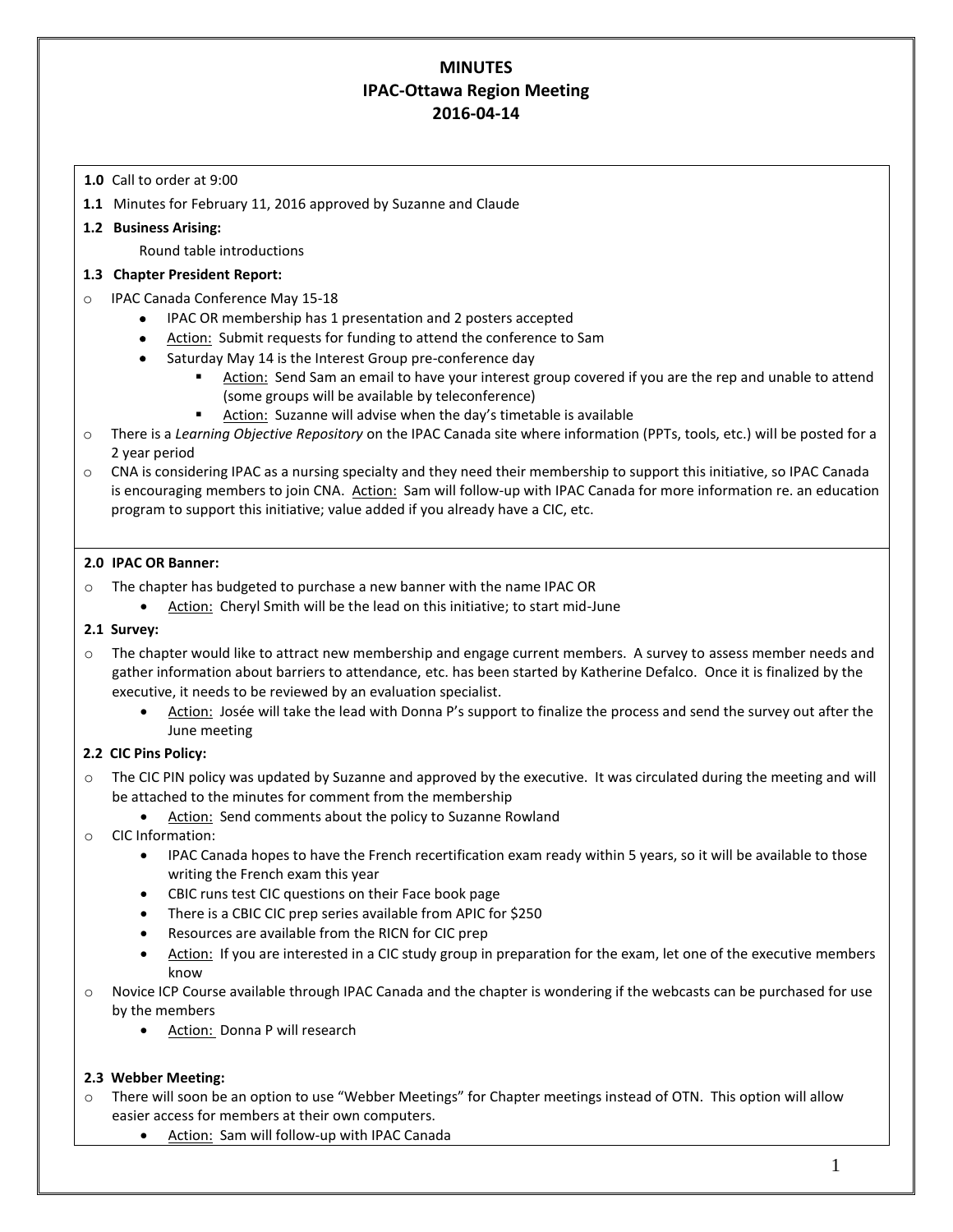# MINUTES
## IPAC-Ottawa Region Meeting
## 2016-04-14

**1.0** Call to order at 9:00

**1.1** Minutes for February 11, 2016 approved by Suzanne and Claude

**1.2 Business Arising:**

Round table introductions

**1.3 Chapter President Report:**

- IPAC Canada Conference May 15-18
  - IPAC OR membership has 1 presentation and 2 posters accepted
  - Action: Submit requests for funding to attend the conference to Sam
  - Saturday May 14 is the Interest Group pre-conference day
    - Action: Send Sam an email to have your interest group covered if you are the rep and unable to attend (some groups will be available by teleconference)
    - Action: Suzanne will advise when the day's timetable is available
- There is a *Learning Objective Repository* on the IPAC Canada site where information (PPTs, tools, etc.) will be posted for a 2 year period
- CNA is considering IPAC as a nursing specialty and they need their membership to support this initiative, so IPAC Canada is encouraging members to join CNA. Action: Sam will follow-up with IPAC Canada for more information re. an education program to support this initiative; value added if you already have a CIC, etc.

**2.0 IPAC OR Banner:**

- The chapter has budgeted to purchase a new banner with the name IPAC OR
  - Action: Cheryl Smith will be the lead on this initiative; to start mid-June

**2.1 Survey:**

- The chapter would like to attract new membership and engage current members. A survey to assess member needs and gather information about barriers to attendance, etc. has been started by Katherine Defalco. Once it is finalized by the executive, it needs to be reviewed by an evaluation specialist.
  - Action: Josée will take the lead with Donna P's support to finalize the process and send the survey out after the June meeting

**2.2 CIC Pins Policy:**

- The CIC PIN policy was updated by Suzanne and approved by the executive. It was circulated during the meeting and will be attached to the minutes for comment from the membership
  - Action: Send comments about the policy to Suzanne Rowland
- CIC Information:
  - IPAC Canada hopes to have the French recertification exam ready within 5 years, so it will be available to those writing the French exam this year
  - CBIC runs test CIC questions on their Face book page
  - There is a CBIC CIC prep series available from APIC for $250
  - Resources are available from the RICN for CIC prep
  - Action: If you are interested in a CIC study group in preparation for the exam, let one of the executive members know
- Novice ICP Course available through IPAC Canada and the chapter is wondering if the webcasts can be purchased for use by the members
  - Action: Donna P will research

**2.3 Webber Meeting:**

- There will soon be an option to use "Webber Meetings" for Chapter meetings instead of OTN. This option will allow easier access for members at their own computers.
  - Action: Sam will follow-up with IPAC Canada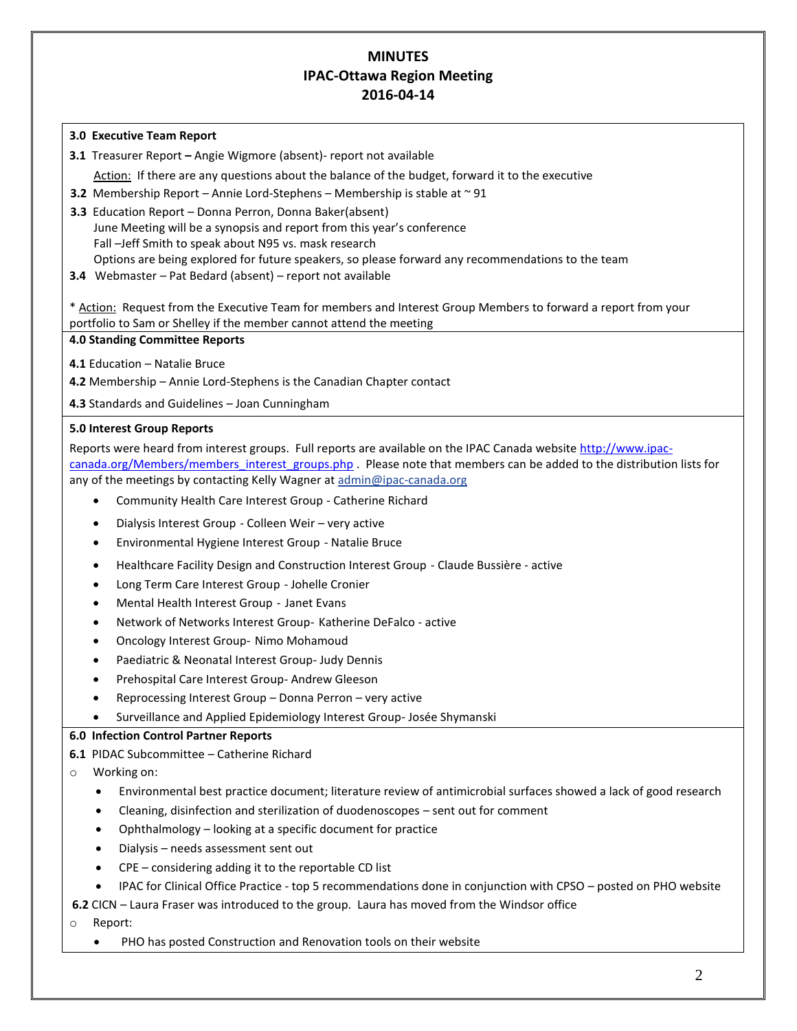# MINUTES
## IPAC-Ottawa Region Meeting
## 2016-04-14

**3.0 Executive Team Report**

**3.1** Treasurer Report **–** Angie Wigmore (absent)- report not available

Action: If there are any questions about the balance of the budget, forward it to the executive

**3.2** Membership Report – Annie Lord-Stephens – Membership is stable at ~ 91

**3.3** Education Report – Donna Perron, Donna Baker(absent)
June Meeting will be a synopsis and report from this year's conference
Fall –Jeff Smith to speak about N95 vs. mask research
Options are being explored for future speakers, so please forward any recommendations to the team

**3.4** Webmaster – Pat Bedard (absent) – report not available

* Action: Request from the Executive Team for members and Interest Group Members to forward a report from your portfolio to Sam or Shelley if the member cannot attend the meeting

**4.0 Standing Committee Reports**

**4.1** Education – Natalie Bruce

**4.2** Membership – Annie Lord-Stephens is the Canadian Chapter contact

**4.3** Standards and Guidelines – Joan Cunningham

**5.0 Interest Group Reports**

Reports were heard from interest groups. Full reports are available on the IPAC Canada website http://www.ipac-canada.org/Members/members_interest_groups.php . Please note that members can be added to the distribution lists for any of the meetings by contacting Kelly Wagner at admin@ipac-canada.org

- Community Health Care Interest Group - Catherine Richard
- Dialysis Interest Group - Colleen Weir – very active
- Environmental Hygiene Interest Group - Natalie Bruce
- Healthcare Facility Design and Construction Interest Group - Claude Bussière - active
- Long Term Care Interest Group - Johelle Cronier
- Mental Health Interest Group - Janet Evans
- Network of Networks Interest Group- Katherine DeFalco - active
- Oncology Interest Group- Nimo Mohamoud
- Paediatric & Neonatal Interest Group- Judy Dennis
- Prehospital Care Interest Group- Andrew Gleeson
- Reprocessing Interest Group – Donna Perron – very active
- Surveillance and Applied Epidemiology Interest Group- Josée Shymanski

**6.0 Infection Control Partner Reports**

**6.1** PIDAC Subcommittee – Catherine Richard

- Working on:
  - Environmental best practice document; literature review of antimicrobial surfaces showed a lack of good research
  - Cleaning, disinfection and sterilization of duodenoscopes – sent out for comment
  - Ophthalmology – looking at a specific document for practice
  - Dialysis – needs assessment sent out
  - CPE – considering adding it to the reportable CD list
  - IPAC for Clinical Office Practice - top 5 recommendations done in conjunction with CPSO – posted on PHO website

**6.2** CICN – Laura Fraser was introduced to the group. Laura has moved from the Windsor office

- Report:
  - PHO has posted Construction and Renovation tools on their website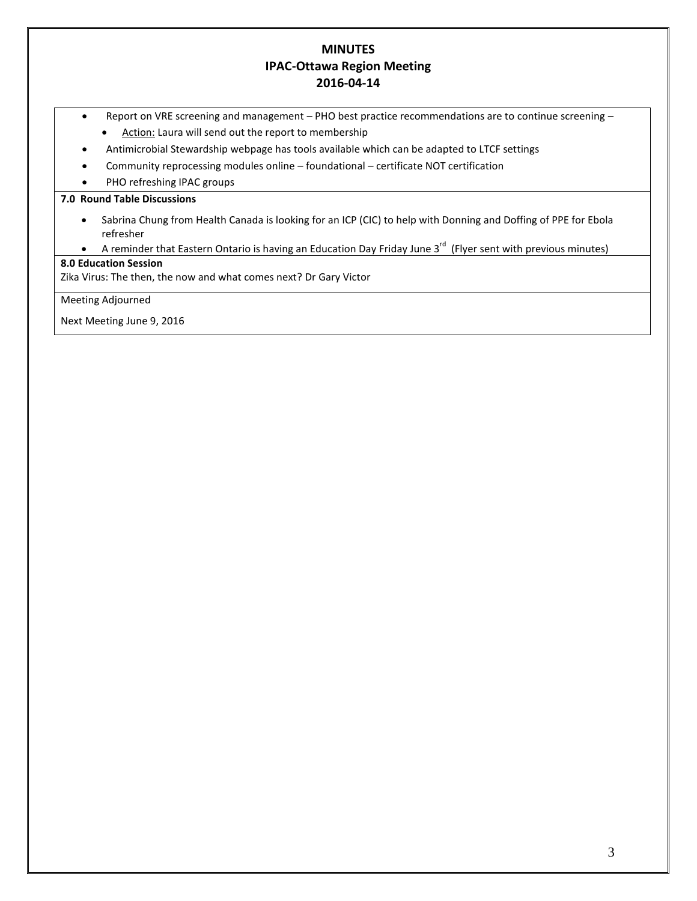# MINUTES
## IPAC-Ottawa Region Meeting
## 2016-04-14

- Report on VRE screening and management – PHO best practice recommendations are to continue screening –
  - Action: Laura will send out the report to membership
- Antimicrobial Stewardship webpage has tools available which can be adapted to LTCF settings
- Community reprocessing modules online – foundational – certificate NOT certification
- PHO refreshing IPAC groups

**7.0 Round Table Discussions**

- Sabrina Chung from Health Canada is looking for an ICP (CIC) to help with Donning and Doffing of PPE for Ebola refresher
- A reminder that Eastern Ontario is having an Education Day Friday June 3rd (Flyer sent with previous minutes)

**8.0 Education Session**

Zika Virus: The then, the now and what comes next? Dr Gary Victor

Meeting Adjourned

Next Meeting June 9, 2016